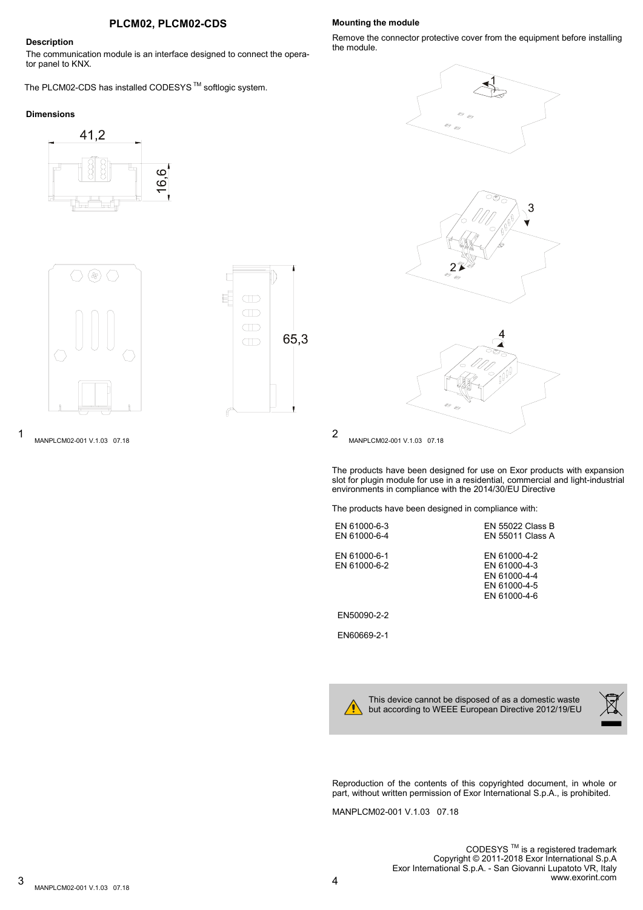# PLCM02, PLCM02-CDS

## Description

The communication module is an interface designed to connect the operator panel to KNX.

The PLCM02-CDS has installed CODESYS ™ softlogic system.

## Dimensions

41,2

16,6

65,3

## Mounting the module

Remove the connector protective cover from the equipment before installing the module.

1

3

2

4

The products have been designed for use on Exor products with expansion slot for plugin module for use in a residential, commercial and light-industrial environments in compliance with the 2014/30/EU Directive

The products have been designed in compliance with:

| | |
|---|---|
| EN 61000-6-3<br>EN 61000-6-4 | EN 55022 Class B<br>EN 55011 Class A |
| EN 61000-6-1<br>EN 61000-6-2 | EN 61000-4-2<br>EN 61000-4-3<br>EN 61000-4-4<br>EN 61000-4-5<br>EN 61000-4-6 |
| EN50090-2-2 | |
| EN60669-2-1 | |

This device cannot be disposed of as a domestic waste but according to WEEE European Directive 2012/19/EU

Reproduction of the contents of this copyrighted document, in whole or part, without written permission of Exor International S.p.A., is prohibited.

MANPLCM02-001 V.1.03 07.18

CODESYS ™ is a registered trademark
Copyright © 2011-2018 Exor International S.p.A
Exor International S.p.A. - San Giovanni Lupatoto VR, Italy
www.exorint.com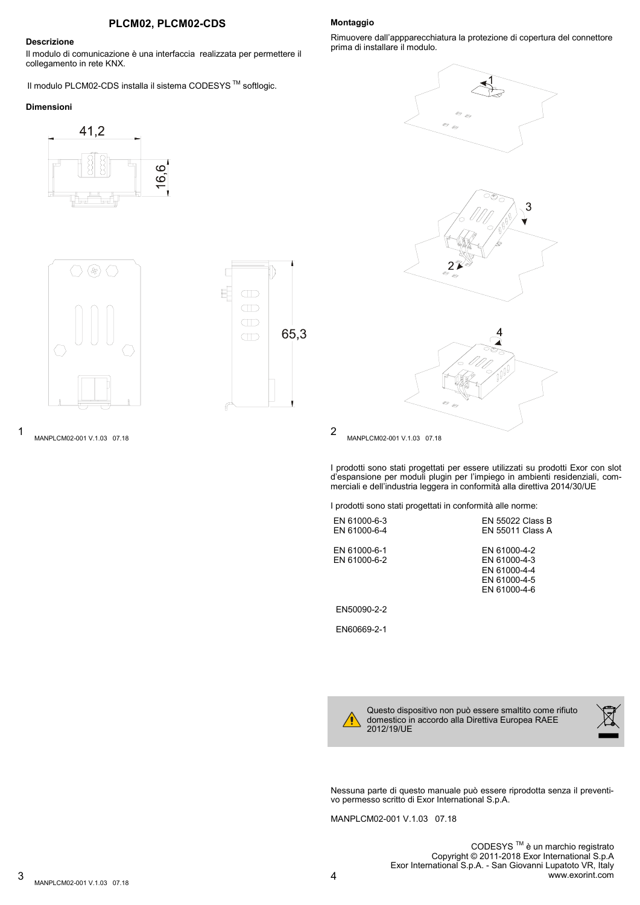## PLCM02, PLCM02-CDS

### Descrizione

Il modulo di comunicazione è una interfaccia realizzata per permettere il collegamento in rete KNX.

Il modulo PLCM02-CDS installa il sistema CODESYS ™ softlogic.

### Dimensioni

41,2

16,6

65,3

### Montaggio

Rimuovere dall'appparecchiatura la protezione di copertura del connettore prima di installare il modulo.

1

3

2

4

I prodotti sono stati progettati per essere utilizzati su prodotti Exor con slot d'espansione per moduli plugin per l'impiego in ambienti residenziali, commerciali e dell'industria leggera in conformità alla direttiva 2014/30/UE

I prodotti sono stati progettati in conformità alle norme:

| | |
|---|---|
| EN 61000-6-3<br>EN 61000-6-4 | EN 55022 Class B<br>EN 55011 Class A |
| EN 61000-6-1<br>EN 61000-6-2 | EN 61000-4-2<br>EN 61000-4-3<br>EN 61000-4-4<br>EN 61000-4-5<br>EN 61000-4-6 |
| EN50090-2-2 | |
| EN60669-2-1 | |

Questo dispositivo non può essere smaltito come rifiuto domestico in accordo alla Direttiva Europea RAEE 2012/19/UE

Nessuna parte di questo manuale può essere riprodotta senza il preventivo permesso scritto di Exor International S.p.A.

MANPLCM02-001 V.1.03 07.18

CODESYS ™ è un marchio registrato
Copyright © 2011-2018 Exor International S.p.A
Exor International S.p.A. - San Giovanni Lupatoto VR, Italy
www.exorint.com